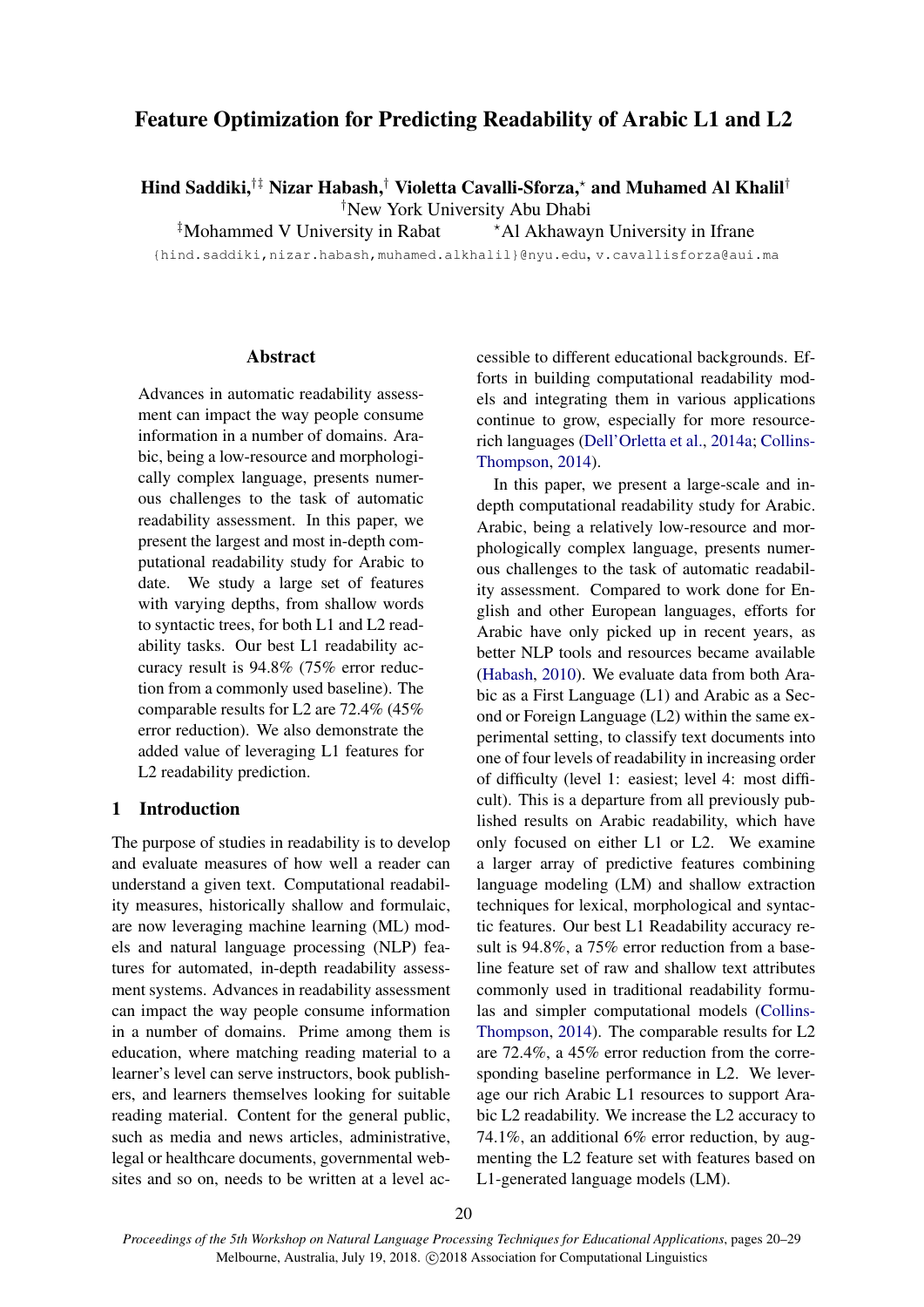# Feature Optimization for Predicting Readability of Arabic L1 and L2

**Hind Saddiki,**[†‡] **Nizar Habash,**[†] **Violetta Cavalli-Sforza,**[⋆] **and Muhamed Al Khalil**[†]

[†]New York University Abu Dhabi

[‡]Mohammed V University in Rabat [⋆]Al Akhawayn University in Ifrane

{hind.saddiki,nizar.habash,muhamed.alkhalil}@nyu.edu, v.cavallisforza@aui.ma

## Abstract

Advances in automatic readability assessment can impact the way people consume information in a number of domains. Arabic, being a low-resource and morphologically complex language, presents numerous challenges to the task of automatic readability assessment. In this paper, we present the largest and most in-depth computational readability study for Arabic to date. We study a large set of features with varying depths, from shallow words to syntactic trees, for both L1 and L2 readability tasks. Our best L1 readability accuracy result is 94.8% (75% error reduction from a commonly used baseline). The comparable results for L2 are 72.4% (45% error reduction). We also demonstrate the added value of leveraging L1 features for L2 readability prediction.

## 1 Introduction

The purpose of studies in readability is to develop and evaluate measures of how well a reader can understand a given text. Computational readability measures, historically shallow and formulaic, are now leveraging machine learning (ML) models and natural language processing (NLP) features for automated, in-depth readability assessment systems. Advances in readability assessment can impact the way people consume information in a number of domains. Prime among them is education, where matching reading material to a learner's level can serve instructors, book publishers, and learners themselves looking for suitable reading material. Content for the general public, such as media and news articles, administrative, legal or healthcare documents, governmental websites and so on, needs to be written at a level accessible to different educational backgrounds. Efforts in building computational readability models and integrating them in various applications continue to grow, especially for more resource-rich languages (Dell'Orletta et al., 2014a; Collins-Thompson, 2014).

In this paper, we present a large-scale and in-depth computational readability study for Arabic. Arabic, being a relatively low-resource and morphologically complex language, presents numerous challenges to the task of automatic readability assessment. Compared to work done for English and other European languages, efforts for Arabic have only picked up in recent years, as better NLP tools and resources became available (Habash, 2010). We evaluate data from both Arabic as a First Language (L1) and Arabic as a Second or Foreign Language (L2) within the same experimental setting, to classify text documents into one of four levels of readability in increasing order of difficulty (level 1: easiest; level 4: most difficult). This is a departure from all previously published results on Arabic readability, which have only focused on either L1 or L2. We examine a larger array of predictive features combining language modeling (LM) and shallow extraction techniques for lexical, morphological and syntactic features. Our best L1 Readability accuracy result is 94.8%, a 75% error reduction from a baseline feature set of raw and shallow text attributes commonly used in traditional readability formulas and simpler computational models (Collins-Thompson, 2014). The comparable results for L2 are 72.4%, a 45% error reduction from the corresponding baseline performance in L2. We leverage our rich Arabic L1 resources to support Arabic L2 readability. We increase the L2 accuracy to 74.1%, an additional 6% error reduction, by augmenting the L2 feature set with features based on L1-generated language models (LM).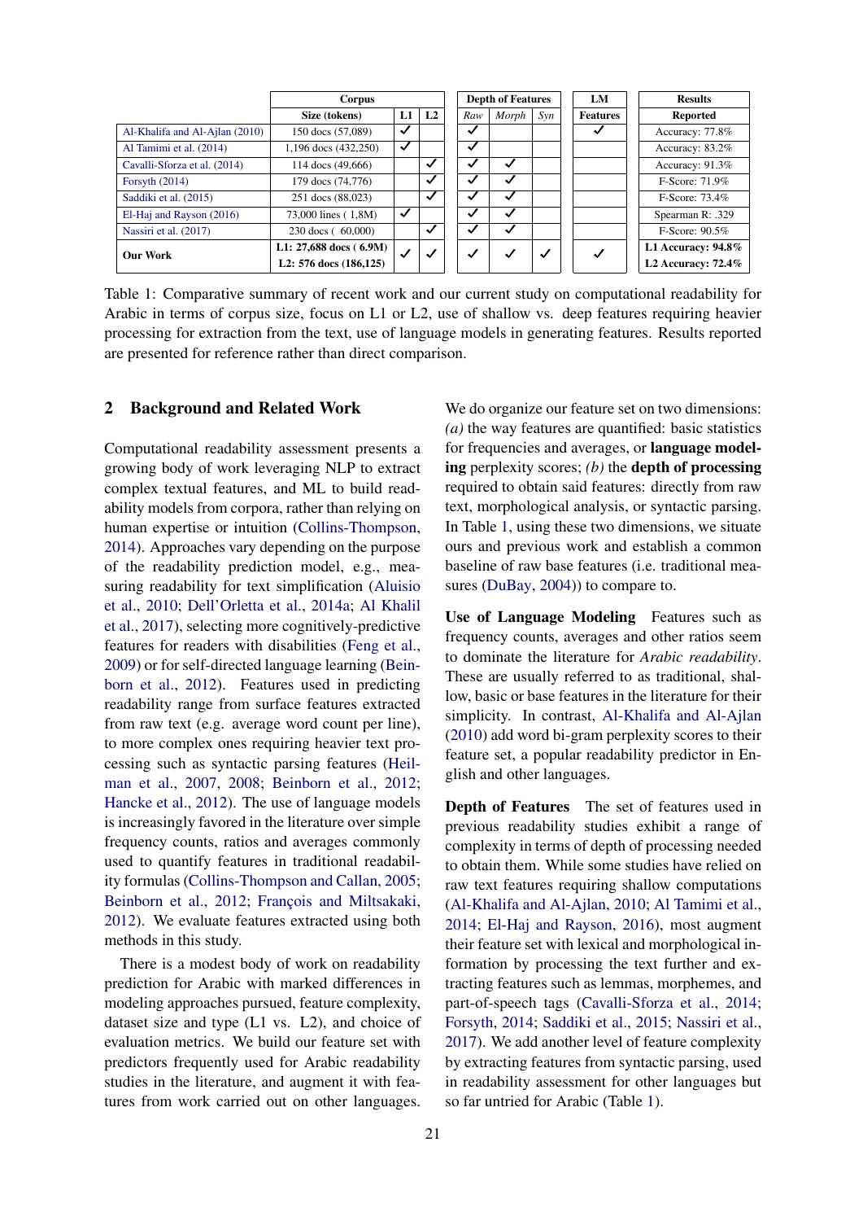| | Corpus | | | Depth of Features | | | LM | Results |
|---|---|---|---|---|---|---|---|---|
| | Size (tokens) | L1 | L2 | *Raw* | *Morph* | *Syn* | Features | Reported |
| Al-Khalifa and Al-Ajlan (2010) | 150 docs (57,089) | ✓ | | ✓ | | | ✓ | Accuracy: 77.8% |
| Al Tamimi et al. (2014) | 1,196 docs (432,250) | ✓ | | ✓ | | | | Accuracy: 83.2% |
| Cavalli-Sforza et al. (2014) | 114 docs (49,666) | | ✓ | ✓ | ✓ | | | Accuracy: 91.3% |
| Forsyth (2014) | 179 docs (74,776) | | ✓ | ✓ | ✓ | | | F-Score: 71.9% |
| Saddiki et al. (2015) | 251 docs (88,023) | | ✓ | ✓ | ✓ | | | F-Score: 73.4% |
| El-Haj and Rayson (2016) | 73,000 lines ( 1,8M) | ✓ | | ✓ | ✓ | | | Spearman R: .329 |
| Nassiri et al. (2017) | 230 docs ( 60,000) | | ✓ | ✓ | ✓ | | | F-Score: 90.5% |
| **Our Work** | **L1: 27,688 docs ( 6.9M)** **L2: 576 docs (186,125)** | ✓ | ✓ | ✓ | ✓ | ✓ | ✓ | **L1 Accuracy: 94.8%** **L2 Accuracy: 72.4%** |

Table 1: Comparative summary of recent work and our current study on computational readability for Arabic in terms of corpus size, focus on L1 or L2, use of shallow vs. deep features requiring heavier processing for extraction from the text, use of language models in generating features. Results reported are presented for reference rather than direct comparison.

## 2 Background and Related Work

Computational readability assessment presents a growing body of work leveraging NLP to extract complex textual features, and ML to build readability models from corpora, rather than relying on human expertise or intuition (Collins-Thompson, 2014). Approaches vary depending on the purpose of the readability prediction model, e.g., measuring readability for text simplification (Aluisio et al., 2010; Dell'Orletta et al., 2014a; Al Khalil et al., 2017), selecting more cognitively-predictive features for readers with disabilities (Feng et al., 2009) or for self-directed language learning (Beinborn et al., 2012). Features used in predicting readability range from surface features extracted from raw text (e.g. average word count per line), to more complex ones requiring heavier text processing such as syntactic parsing features (Heilman et al., 2007, 2008; Beinborn et al., 2012; Hancke et al., 2012). The use of language models is increasingly favored in the literature over simple frequency counts, ratios and averages commonly used to quantify features in traditional readability formulas (Collins-Thompson and Callan, 2005; Beinborn et al., 2012; François and Miltsakaki, 2012). We evaluate features extracted using both methods in this study.

There is a modest body of work on readability prediction for Arabic with marked differences in modeling approaches pursued, feature complexity, dataset size and type (L1 vs. L2), and choice of evaluation metrics. We build our feature set with predictors frequently used for Arabic readability studies in the literature, and augment it with features from work carried out on other languages. We do organize our feature set on two dimensions: *(a)* the way features are quantified: basic statistics for frequencies and averages, or **language modeling** perplexity scores; *(b)* the **depth of processing** required to obtain said features: directly from raw text, morphological analysis, or syntactic parsing. In Table 1, using these two dimensions, we situate ours and previous work and establish a common baseline of raw base features (i.e. traditional measures (DuBay, 2004)) to compare to.

**Use of Language Modeling** Features such as frequency counts, averages and other ratios seem to dominate the literature for *Arabic readability*. These are usually referred to as traditional, shallow, basic or base features in the literature for their simplicity. In contrast, Al-Khalifa and Al-Ajlan (2010) add word bi-gram perplexity scores to their feature set, a popular readability predictor in English and other languages.

**Depth of Features** The set of features used in previous readability studies exhibit a range of complexity in terms of depth of processing needed to obtain them. While some studies have relied on raw text features requiring shallow computations (Al-Khalifa and Al-Ajlan, 2010; Al Tamimi et al., 2014; El-Haj and Rayson, 2016), most augment their feature set with lexical and morphological information by processing the text further and extracting features such as lemmas, morphemes, and part-of-speech tags (Cavalli-Sforza et al., 2014; Forsyth, 2014; Saddiki et al., 2015; Nassiri et al., 2017). We add another level of feature complexity by extracting features from syntactic parsing, used in readability assessment for other languages but so far untried for Arabic (Table 1).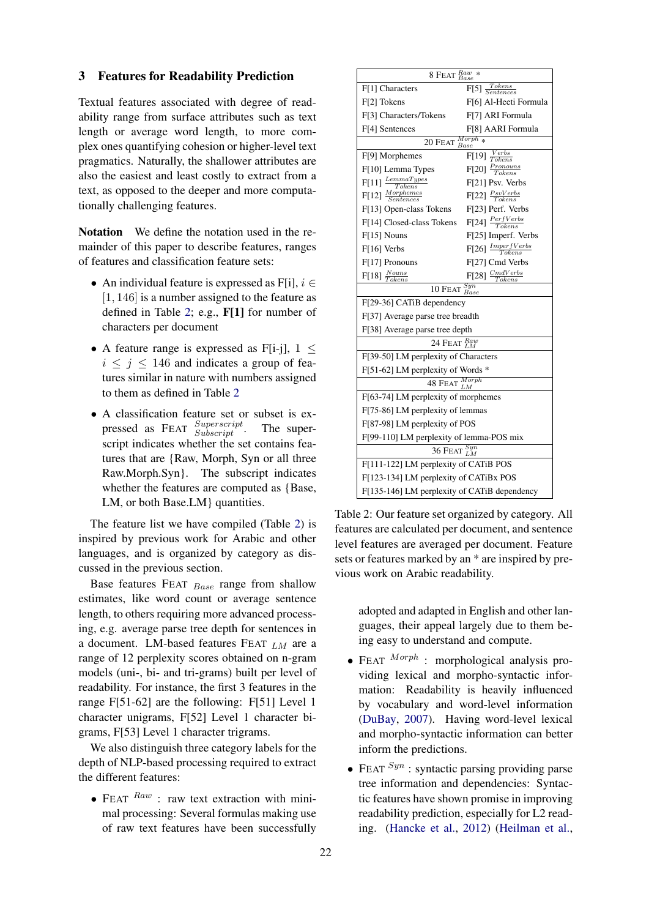## 3 Features for Readability Prediction

Textual features associated with degree of readability range from surface attributes such as text length or average word length, to more complex ones quantifying cohesion or higher-level text pragmatics. Naturally, the shallower attributes are also the easiest and least costly to extract from a text, as opposed to the deeper and more computationally challenging features.

**Notation** We define the notation used in the remainder of this paper to describe features, ranges of features and classification feature sets:

- An individual feature is expressed as F[i], $i \in [1, 146]$ is a number assigned to the feature as defined in Table 2; e.g., **F[1]** for number of characters per document
- A feature range is expressed as F[i-j], $1 \leq i \leq j \leq 146$ and indicates a group of features similar in nature with numbers assigned to them as defined in Table 2
- A classification feature set or subset is expressed as FEAT $^{Superscript}_{Subscript}$. The superscript indicates whether the set contains features that are {Raw, Morph, Syn or all three Raw.Morph.Syn}. The subscript indicates whether the features are computed as {Base, LM, or both Base.LM} quantities.

The feature list we have compiled (Table 2) is inspired by previous work for Arabic and other languages, and is organized by category as discussed in the previous section.

Base features FEAT $_{Base}$ range from shallow estimates, like word count or average sentence length, to others requiring more advanced processing, e.g. average parse tree depth for sentences in a document. LM-based features FEAT $_{LM}$ are a range of 12 perplexity scores obtained on n-gram models (uni-, bi- and tri-grams) built per level of readability. For instance, the first 3 features in the range F[51-62] are the following: F[51] Level 1 character unigrams, F[52] Level 1 character bigrams, F[53] Level 1 character trigrams.

We also distinguish three category labels for the depth of NLP-based processing required to extract the different features:

- FEAT $^{Raw}$ : raw text extraction with minimal processing: Several formulas making use of raw text features have been successfully adopted and adapted in English and other languages, their appeal largely due to them being easy to understand and compute.
- FEAT $^{Morph}$ : morphological analysis providing lexical and morpho-syntactic information: Readability is heavily influenced by vocabulary and word-level information (DuBay, 2007). Having word-level lexical and morpho-syntactic information can better inform the predictions.
- FEAT $^{Syn}$ : syntactic parsing providing parse tree information and dependencies: Syntactic features have shown promise in improving readability prediction, especially for L2 reading. (Hancke et al., 2012) (Heilman et al.,

| 8 FEAT $^{Raw}_{Base}$ * | |
|---|---|
| F[1] Characters | F[5] $\frac{Tokens}{Sentences}$ |
| F[2] Tokens | F[6] Al-Heeti Formula |
| F[3] Characters/Tokens | F[7] ARI Formula |
| F[4] Sentences | F[8] AARI Formula |
| **20 FEAT $^{Morph}_{Base}$ *** | |
| F[9] Morphemes | F[19] $\frac{Verbs}{Tokens}$ |
| F[10] Lemma Types | F[20] $\frac{Pronouns}{Tokens}$ |
| F[11] $\frac{LemmaTypes}{Tokens}$ | F[21] Psv. Verbs |
| F[12] $\frac{Morphemes}{Sentences}$ | F[22] $\frac{PsvVerbs}{Tokens}$ |
| F[13] Open-class Tokens | F[23] Perf. Verbs |
| F[14] Closed-class Tokens | F[24] $\frac{PerfVerbs}{Tokens}$ |
| F[15] Nouns | F[25] Imperf. Verbs |
| F[16] Verbs | F[26] $\frac{ImperfVerbs}{Tokens}$ |
| F[17] Pronouns | F[27] Cmd Verbs |
| F[18] $\frac{Nouns}{Tokens}$ | F[28] $\frac{CmdVerbs}{Tokens}$ |
| **10 FEAT $^{Syn}_{Base}$** | |
| F[29-36] CATiB dependency | |
| F[37] Average parse tree breadth | |
| F[38] Average parse tree depth | |
| **24 FEAT $^{Raw}_{LM}$** | |
| F[39-50] LM perplexity of Characters | |
| F[51-62] LM perplexity of Words * | |
| **48 FEAT $^{Morph}_{LM}$** | |
| F[63-74] LM perplexity of morphemes | |
| F[75-86] LM perplexity of lemmas | |
| F[87-98] LM perplexity of POS | |
| F[99-110] LM perplexity of lemma-POS mix | |
| **36 FEAT $^{Syn}_{LM}$** | |
| F[111-122] LM perplexity of CATiB POS | |
| F[123-134] LM perplexity of CATiBx POS | |
| F[135-146] LM perplexity of CATiB dependency | |

Table 2: Our feature set organized by category. All features are calculated per document, and sentence level features are averaged per document. Feature sets or features marked by an * are inspired by previous work on Arabic readability.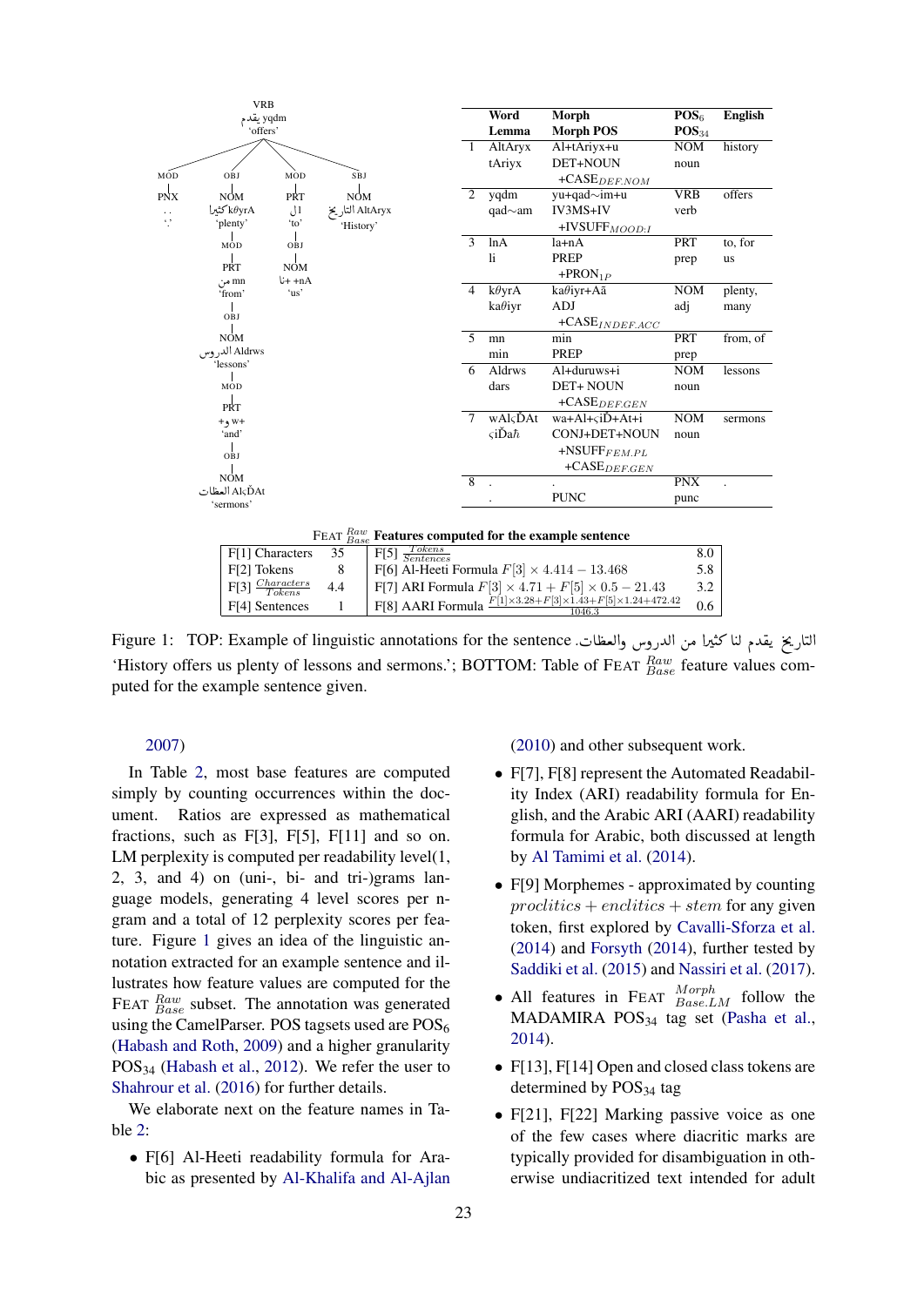| | Word Lemma | Morph Morph POS | $POS_6$ $POS_{34}$ | English |
|---|---|---|---|---|
| 1 | AltAryx tAriyx | Al+tAriyx+u DET+NOUN +$CASE_{DEF.NOM}$ | NOM noun | history |
| 2 | yqdm qad∼am | yu+qad∼im+u IV3MS+IV +$IVSUFF_{MOOD:I}$ | VRB verb | offers |
| 3 | lnA li | la+nA PREP +$PRON_{1P}$ | PRT prep | to, for us |
| 4 | kθyrA kaθiyr | kaθiyr+Aã ADJ +$CASE_{INDEF.ACC}$ | NOM adj | plenty, many |
| 5 | mn min | min PREP | PRT prep | from, of |
| 6 | Aldrws dars | Al+duruws+i DET+ NOUN +$CASE_{DEF.GEN}$ | NOM noun | lessons |
| 7 | wAlςĎAt ςiĎah̄ | wa+Al+ςiĎ+At+i CONJ+DET+NOUN +$NSUFF_{FEM.PL}$ +$CASE_{DEF.GEN}$ | NOM noun | sermons |
| 8 | . . | . PUNC | PNX punc | . |

FEAT $^{Raw}_{Base}$ **Features computed for the example sentence**

| | | | |
|---|---|---|---|
| F[1] Characters | 35 | F[5] $\frac{Tokens}{Sentences}$ | 8.0 |
| F[2] Tokens | 8 | F[6] Al-Heeti Formula $F[3] \times 4.414 - 13.468$ | 5.8 |
| F[3] $\frac{Characters}{Tokens}$ | 4.4 | F[7] ARI Formula $F[3] \times 4.71 + F[5] \times 0.5 - 21.43$ | 3.2 |
| F[4] Sentences | 1 | F[8] AARI Formula $\frac{F[1]\times 3.28+F[3]\times 1.43+F[5]\times 1.24+472.42}{1046.3}$ | 0.6 |

Figure 1: TOP: Example of linguistic annotations for the sentence .التاريخ يقدم لنا كثيرا من الدروس والعظات 'History offers us plenty of lessons and sermons.'; BOTTOM: Table of FEAT $^{Raw}_{Base}$ feature values computed for the example sentence given.

2007)

In Table 2, most base features are computed simply by counting occurrences within the document. Ratios are expressed as mathematical fractions, such as F[3], F[5], F[11] and so on. LM perplexity is computed per readability level(1, 2, 3, and 4) on (uni-, bi- and tri-)grams language models, generating 4 level scores per n-gram and a total of 12 perplexity scores per feature. Figure 1 gives an idea of the linguistic annotation extracted for an example sentence and illustrates how feature values are computed for the FEAT $^{Raw}_{Base}$ subset. The annotation was generated using the CamelParser. POS tagsets used are $POS_6$ (Habash and Roth, 2009) and a higher granularity $POS_{34}$ (Habash et al., 2012). We refer the user to Shahrour et al. (2016) for further details.

We elaborate next on the feature names in Table 2:

- F[6] Al-Heeti readability formula for Arabic as presented by Al-Khalifa and Al-Ajlan (2010) and other subsequent work.
- F[7], F[8] represent the Automated Readability Index (ARI) readability formula for English, and the Arabic ARI (AARI) readability formula for Arabic, both discussed at length by Al Tamimi et al. (2014).
- F[9] Morphemes - approximated by counting $proclitics + enclitics + stem$ for any given token, first explored by Cavalli-Sforza et al. (2014) and Forsyth (2014), further tested by Saddiki et al. (2015) and Nassiri et al. (2017).
- All features in FEAT $^{Morph}_{Base.LM}$ follow the MADAMIRA $POS_{34}$ tag set (Pasha et al., 2014).
- F[13], F[14] Open and closed class tokens are determined by $POS_{34}$ tag
- F[21], F[22] Marking passive voice as one of the few cases where diacritic marks are typically provided for disambiguation in otherwise undiacritized text intended for adult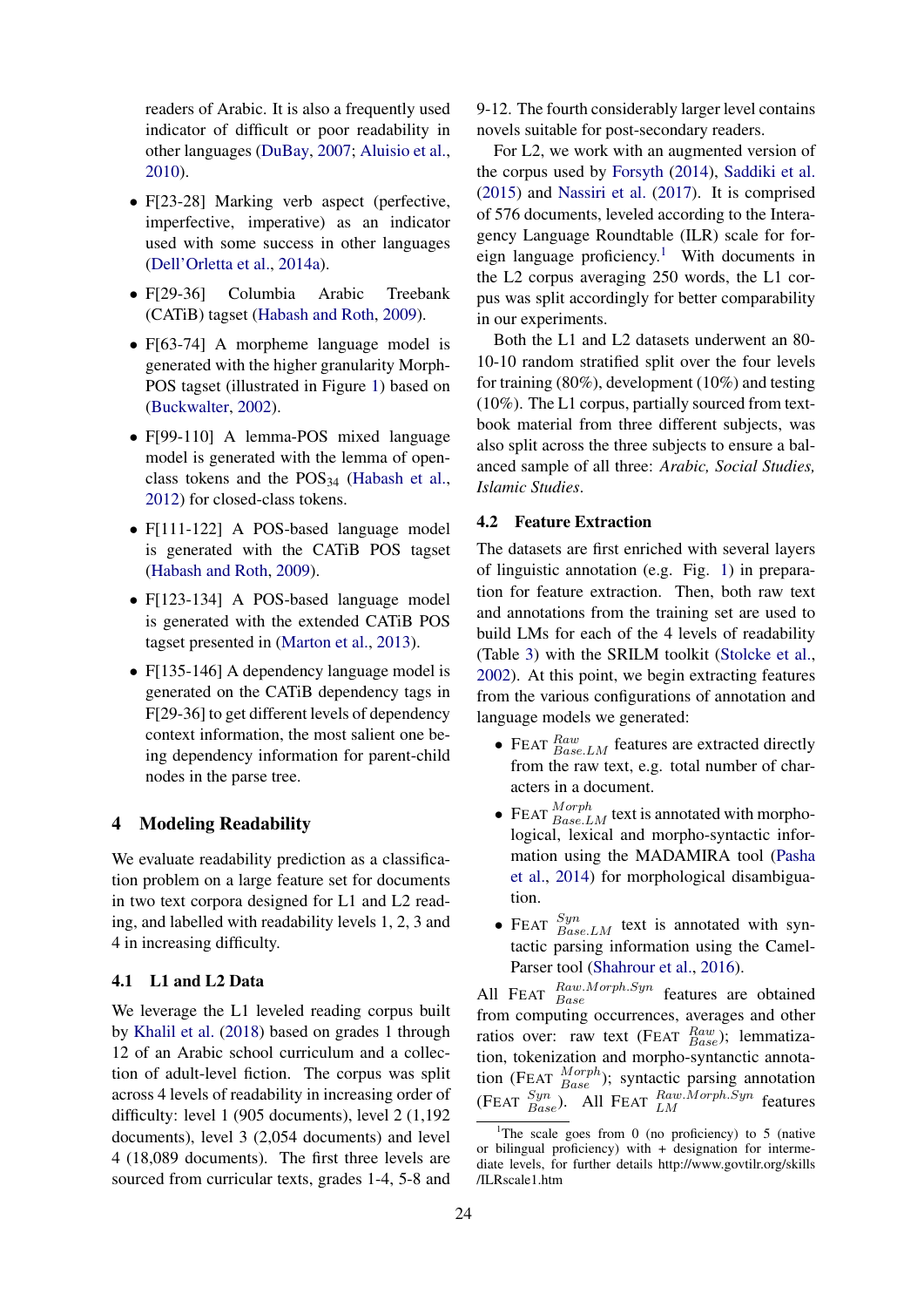readers of Arabic. It is also a frequently used indicator of difficult or poor readability in other languages (DuBay, 2007; Aluisio et al., 2010).

- F[23-28] Marking verb aspect (perfective, imperfective, imperative) as an indicator used with some success in other languages (Dell'Orletta et al., 2014a).
- F[29-36] Columbia Arabic Treebank (CATiB) tagset (Habash and Roth, 2009).
- F[63-74] A morpheme language model is generated with the higher granularity Morph-POS tagset (illustrated in Figure 1) based on (Buckwalter, 2002).
- F[99-110] A lemma-POS mixed language model is generated with the lemma of open-class tokens and the $\text{POS}_{34}$ (Habash et al., 2012) for closed-class tokens.
- F[111-122] A POS-based language model is generated with the CATiB POS tagset (Habash and Roth, 2009).
- F[123-134] A POS-based language model is generated with the extended CATiB POS tagset presented in (Marton et al., 2013).
- F[135-146] A dependency language model is generated on the CATiB dependency tags in F[29-36] to get different levels of dependency context information, the most salient one being dependency information for parent-child nodes in the parse tree.

## 4 Modeling Readability

We evaluate readability prediction as a classification problem on a large feature set for documents in two text corpora designed for L1 and L2 reading, and labelled with readability levels 1, 2, 3 and 4 in increasing difficulty.

### 4.1 L1 and L2 Data

We leverage the L1 leveled reading corpus built by Khalil et al. (2018) based on grades 1 through 12 of an Arabic school curriculum and a collection of adult-level fiction. The corpus was split across 4 levels of readability in increasing order of difficulty: level 1 (905 documents), level 2 (1,192 documents), level 3 (2,054 documents) and level 4 (18,089 documents). The first three levels are sourced from curricular texts, grades 1-4, 5-8 and 9-12. The fourth considerably larger level contains novels suitable for post-secondary readers.

For L2, we work with an augmented version of the corpus used by Forsyth (2014), Saddiki et al. (2015) and Nassiri et al. (2017). It is comprised of 576 documents, leveled according to the Interagency Language Roundtable (ILR) scale for foreign language proficiency.[1] With documents in the L2 corpus averaging 250 words, the L1 corpus was split accordingly for better comparability in our experiments.

Both the L1 and L2 datasets underwent an 80-10-10 random stratified split over the four levels for training (80%), development (10%) and testing (10%). The L1 corpus, partially sourced from textbook material from three different subjects, was also split across the three subjects to ensure a balanced sample of all three: *Arabic, Social Studies, Islamic Studies*.

### 4.2 Feature Extraction

The datasets are first enriched with several layers of linguistic annotation (e.g. Fig. 1) in preparation for feature extraction. Then, both raw text and annotations from the training set are used to build LMs for each of the 4 levels of readability (Table 3) with the SRILM toolkit (Stolcke et al., 2002). At this point, we begin extracting features from the various configurations of annotation and language models we generated:

- $\text{FEAT}^{Raw}_{Base.LM}$ features are extracted directly from the raw text, e.g. total number of characters in a document.
- $\text{FEAT}^{Morph}_{Base.LM}$ text is annotated with morphological, lexical and morpho-syntactic information using the MADAMIRA tool (Pasha et al., 2014) for morphological disambiguation.
- $\text{FEAT}^{Syn}_{Base.LM}$ text is annotated with syntactic parsing information using the CamelParser tool (Shahrour et al., 2016).

All $\text{FEAT}^{Raw.Morph.Syn}_{Base}$ features are obtained from computing occurrences, averages and other ratios over: raw text ($\text{FEAT}^{Raw}_{Base}$); lemmatization, tokenization and morpho-syntactic annotation ($\text{FEAT}^{Morph}_{Base}$); syntactic parsing annotation ($\text{FEAT}^{Syn}_{Base}$). All $\text{FEAT}^{Raw.Morph.Syn}_{LM}$ features

[1] The scale goes from 0 (no proficiency) to 5 (native or bilingual proficiency) with + designation for intermediate levels, for further details http://www.govtilr.org/skills/ILRscale1.htm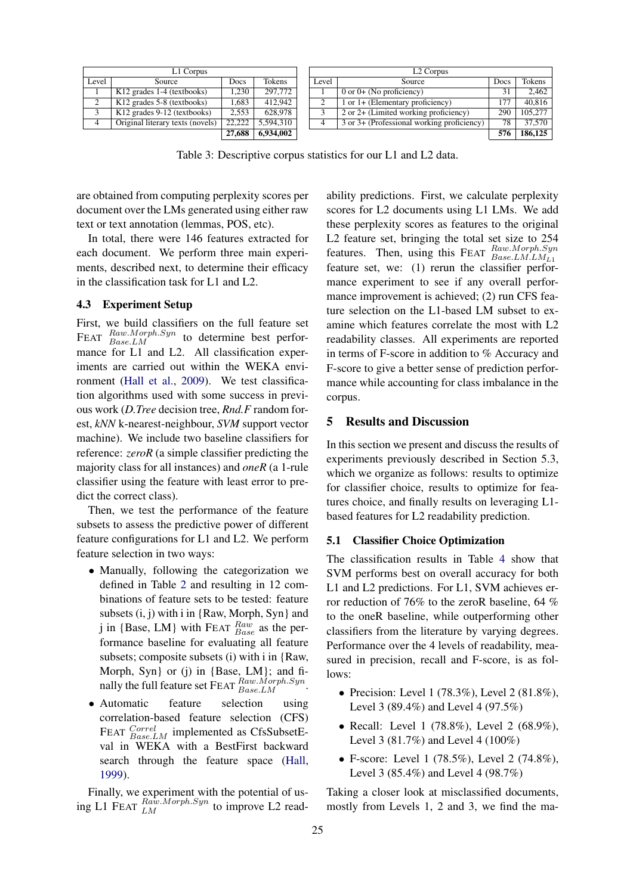| L1 Corpus | | | |
|---|---|---|---|
| Level | Source | Docs | Tokens |
| 1 | K12 grades 1-4 (textbooks) | 1,230 | 297,772 |
| 2 | K12 grades 5-8 (textbooks) | 1,683 | 412,942 |
| 3 | K12 grades 9-12 (textbooks) | 2,553 | 628,978 |
| 4 | Original literary texts (novels) | 22,222 | 5,594,310 |
| | | **27,688** | **6,934,002** |

| L2 Corpus | | | |
|---|---|---|---|
| Level | Source | Docs | Tokens |
| 1 | 0 or 0+ (No proficiency) | 31 | 2,462 |
| 2 | 1 or 1+ (Elementary proficiency) | 177 | 40,816 |
| 3 | 2 or 2+ (Limited working proficiency) | 290 | 105,277 |
| 4 | 3 or 3+ (Professional working proficiency) | 78 | 37,570 |
| | | **576** | **186,125** |

Table 3: Descriptive corpus statistics for our L1 and L2 data.

are obtained from computing perplexity scores per document over the LMs generated using either raw text or text annotation (lemmas, POS, etc).

In total, there were 146 features extracted for each document. We perform three main experiments, described next, to determine their efficacy in the classification task for L1 and L2.

### 4.3 Experiment Setup

First, we build classifiers on the full feature set FEAT $^{Raw.Morph.Syn}_{Base.LM}$ to determine best performance for L1 and L2. All classification experiments are carried out within the WEKA environment (Hall et al., 2009). We test classification algorithms used with some success in previous work (*D.Tree* decision tree, *Rnd.F* random forest, *kNN* k-nearest-neighbour, *SVM* support vector machine). We include two baseline classifiers for reference: *zeroR* (a simple classifier predicting the majority class for all instances) and *oneR* (a 1-rule classifier using the feature with least error to predict the correct class).

Then, we test the performance of the feature subsets to assess the predictive power of different feature configurations for L1 and L2. We perform feature selection in two ways:

- Manually, following the categorization we defined in Table 2 and resulting in 12 combinations of feature sets to be tested: feature subsets (i, j) with i in {Raw, Morph, Syn} and j in {Base, LM} with FEAT $^{Raw}_{Base}$ as the performance baseline for evaluating all feature subsets; composite subsets (i) with i in {Raw, Morph, Syn} or (j) in {Base, LM}; and finally the full feature set FEAT $^{Raw.Morph.Syn}_{Base.LM}$.
- Automatic feature selection using correlation-based feature selection (CFS) FEAT $^{Correl}_{Base.LM}$ implemented as CfsSubsetEval in WEKA with a BestFirst backward search through the feature space (Hall, 1999).

Finally, we experiment with the potential of using L1 FEAT $^{Raw.Morph.Syn}_{LM}$ to improve L2 readability predictions. First, we calculate perplexity scores for L2 documents using L1 LMs. We add these perplexity scores as features to the original L2 feature set, bringing the total set size to 254 features. Then, using this FEAT $^{Raw.Morph.Syn}_{Base.LM.LM_{L1}}$ feature set, we: (1) rerun the classifier performance experiment to see if any overall performance improvement is achieved; (2) run CFS feature selection on the L1-based LM subset to examine which features correlate the most with L2 readability classes. All experiments are reported in terms of F-score in addition to % Accuracy and F-score to give a better sense of prediction performance while accounting for class imbalance in the corpus.

## 5 Results and Discussion

In this section we present and discuss the results of experiments previously described in Section 5.3, which we organize as follows: results to optimize for classifier choice, results to optimize for features choice, and finally results on leveraging L1-based features for L2 readability prediction.

### 5.1 Classifier Choice Optimization

The classification results in Table 4 show that SVM performs best on overall accuracy for both L1 and L2 predictions. For L1, SVM achieves error reduction of 76% to the zeroR baseline, 64 % to the oneR baseline, while outperforming other classifiers from the literature by varying degrees. Performance over the 4 levels of readability, measured in precision, recall and F-score, is as follows:

- Precision: Level 1 (78.3%), Level 2 (81.8%), Level 3 (89.4%) and Level 4 (97.5%)
- Recall: Level 1 (78.8%), Level 2 (68.9%), Level 3 (81.7%) and Level 4 (100%)
- F-score: Level 1 (78.5%), Level 2 (74.8%), Level 3 (85.4%) and Level 4 (98.7%)

Taking a closer look at misclassified documents, mostly from Levels 1, 2 and 3, we find the ma-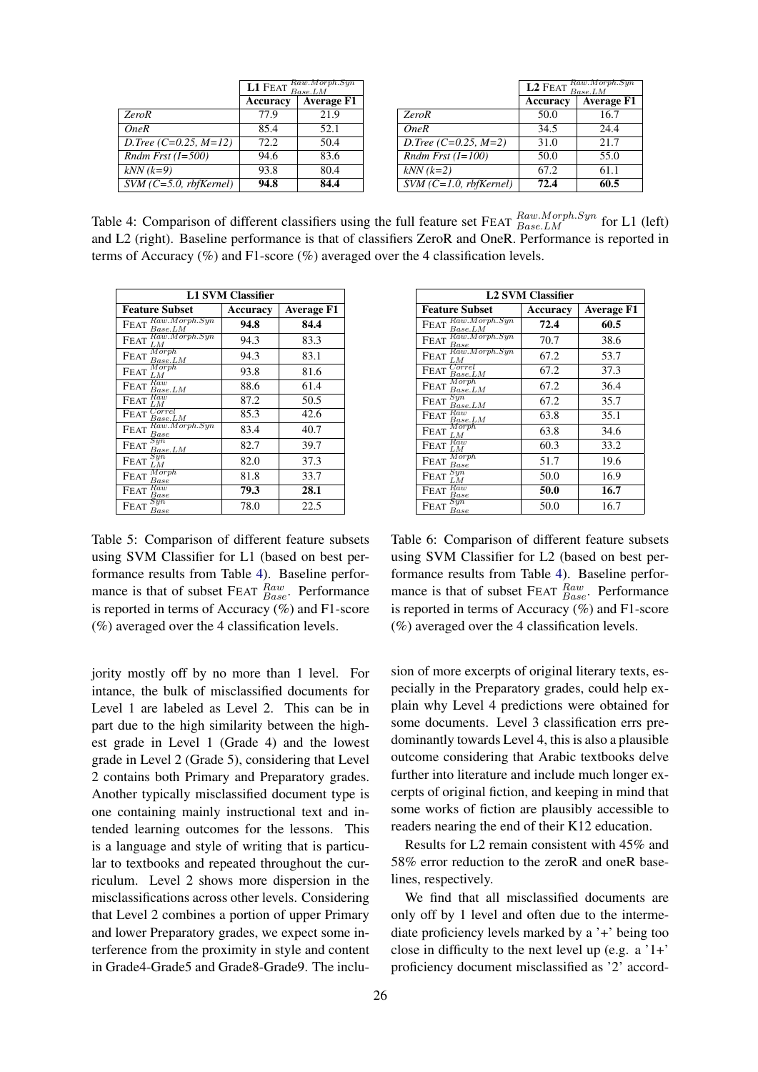| | **L1** FEAT $^{Raw.Morph.Syn}_{Base.LM}$ | |
|---|---|---|
| | **Accuracy** | **Average F1** |
| *ZeroR* | 77.9 | 21.9 |
| *OneR* | 85.4 | 52.1 |
| *D.Tree (C=0.25, M=12)* | 72.2 | 50.4 |
| *Rndm Frst (I=500)* | 94.6 | 83.6 |
| *kNN (k=9)* | 93.8 | 80.4 |
| *SVM (C=5.0, rbfKernel)* | **94.8** | **84.4** |

| | **L2** FEAT $^{Raw.Morph.Syn}_{Base.LM}$ | |
|---|---|---|
| | **Accuracy** | **Average F1** |
| *ZeroR* | 50.0 | 16.7 |
| *OneR* | 34.5 | 24.4 |
| *D.Tree (C=0.25, M=2)* | 31.0 | 21.7 |
| *Rndm Frst (I=100)* | 50.0 | 55.0 |
| *kNN (k=2)* | 67.2 | 61.1 |
| *SVM (C=1.0, rbfKernel)* | **72.4** | **60.5** |

Table 4: Comparison of different classifiers using the full feature set FEAT $^{Raw.Morph.Syn}_{Base.LM}$ for L1 (left) and L2 (right). Baseline performance is that of classifiers ZeroR and OneR. Performance is reported in terms of Accuracy (%) and F1-score (%) averaged over the 4 classification levels.

| **L1 SVM Classifier** | | |
|---|---|---|
| **Feature Subset** | **Accuracy** | **Average F1** |
| FEAT $^{Raw.Morph.Syn}_{Base.LM}$ | **94.8** | **84.4** |
| FEAT $^{Raw.Morph.Syn}_{LM}$ | 94.3 | 83.3 |
| FEAT $^{Morph}_{Base.LM}$ | 94.3 | 83.1 |
| FEAT $^{Morph}_{LM}$ | 93.8 | 81.6 |
| FEAT $^{Raw}_{Base.LM}$ | 88.6 | 61.4 |
| FEAT $^{Raw}_{LM}$ | 87.2 | 50.5 |
| FEAT $^{Correl}_{Base.LM}$ | 85.3 | 42.6 |
| FEAT $^{Raw.Morph.Syn}_{Base}$ | 83.4 | 40.7 |
| FEAT $^{Syn}_{Base.LM}$ | 82.7 | 39.7 |
| FEAT $^{Syn}_{LM}$ | 82.0 | 37.3 |
| FEAT $^{Morph}_{Base}$ | 81.8 | 33.7 |
| FEAT $^{Raw}_{Base}$ | **79.3** | **28.1** |
| FEAT $^{Syn}_{Base}$ | 78.0 | 22.5 |

Table 5: Comparison of different feature subsets using SVM Classifier for L1 (based on best performance results from Table 4). Baseline performance is that of subset FEAT $^{Raw}_{Base}$. Performance is reported in terms of Accuracy (%) and F1-score (%) averaged over the 4 classification levels.

| **L2 SVM Classifier** | | |
|---|---|---|
| **Feature Subset** | **Accuracy** | **Average F1** |
| FEAT $^{Raw.Morph.Syn}_{Base.LM}$ | **72.4** | **60.5** |
| FEAT $^{Raw.Morph.Syn}_{Base}$ | 70.7 | 38.6 |
| FEAT $^{Raw.Morph.Syn}_{LM}$ | 67.2 | 53.7 |
| FEAT $^{Correl}_{Base.LM}$ | 67.2 | 37.3 |
| FEAT $^{Morph}_{Base.LM}$ | 67.2 | 36.4 |
| FEAT $^{Syn}_{Base.LM}$ | 67.2 | 35.7 |
| FEAT $^{Raw}_{Base.LM}$ | 63.8 | 35.1 |
| FEAT $^{Morph}_{LM}$ | 63.8 | 34.6 |
| FEAT $^{Raw}_{LM}$ | 60.3 | 33.2 |
| FEAT $^{Morph}_{Base}$ | 51.7 | 19.6 |
| FEAT $^{Syn}_{LM}$ | 50.0 | 16.9 |
| FEAT $^{Raw}_{Base}$ | **50.0** | **16.7** |
| FEAT $^{Syn}_{Base}$ | 50.0 | 16.7 |

Table 6: Comparison of different feature subsets using SVM Classifier for L2 (based on best performance results from Table 4). Baseline performance is that of subset FEAT $^{Raw}_{Base}$. Performance is reported in terms of Accuracy (%) and F1-score (%) averaged over the 4 classification levels.

jority mostly off by no more than 1 level. For intance, the bulk of misclassified documents for Level 1 are labeled as Level 2. This can be in part due to the high similarity between the highest grade in Level 1 (Grade 4) and the lowest grade in Level 2 (Grade 5), considering that Level 2 contains both Primary and Preparatory grades. Another typically misclassified document type is one containing mainly instructional text and intended learning outcomes for the lessons. This is a language and style of writing that is particular to textbooks and repeated throughout the curriculum. Level 2 shows more dispersion in the misclassifications across other levels. Considering that Level 2 combines a portion of upper Primary and lower Preparatory grades, we expect some interference from the proximity in style and content in Grade4-Grade5 and Grade8-Grade9. The inclusion of more excerpts of original literary texts, especially in the Preparatory grades, could help explain why Level 4 predictions were obtained for some documents. Level 3 classification errs predominantly towards Level 4, this is also a plausible outcome considering that Arabic textbooks delve further into literature and include much longer excerpts of original fiction, and keeping in mind that some works of fiction are plausibly accessible to readers nearing the end of their K12 education.

Results for L2 remain consistent with 45% and 58% error reduction to the zeroR and oneR baselines, respectively.

We find that all misclassified documents are only off by 1 level and often due to the intermediate proficiency levels marked by a '+' being too close in difficulty to the next level up (e.g. a '1+' proficiency document misclassified as '2' accord-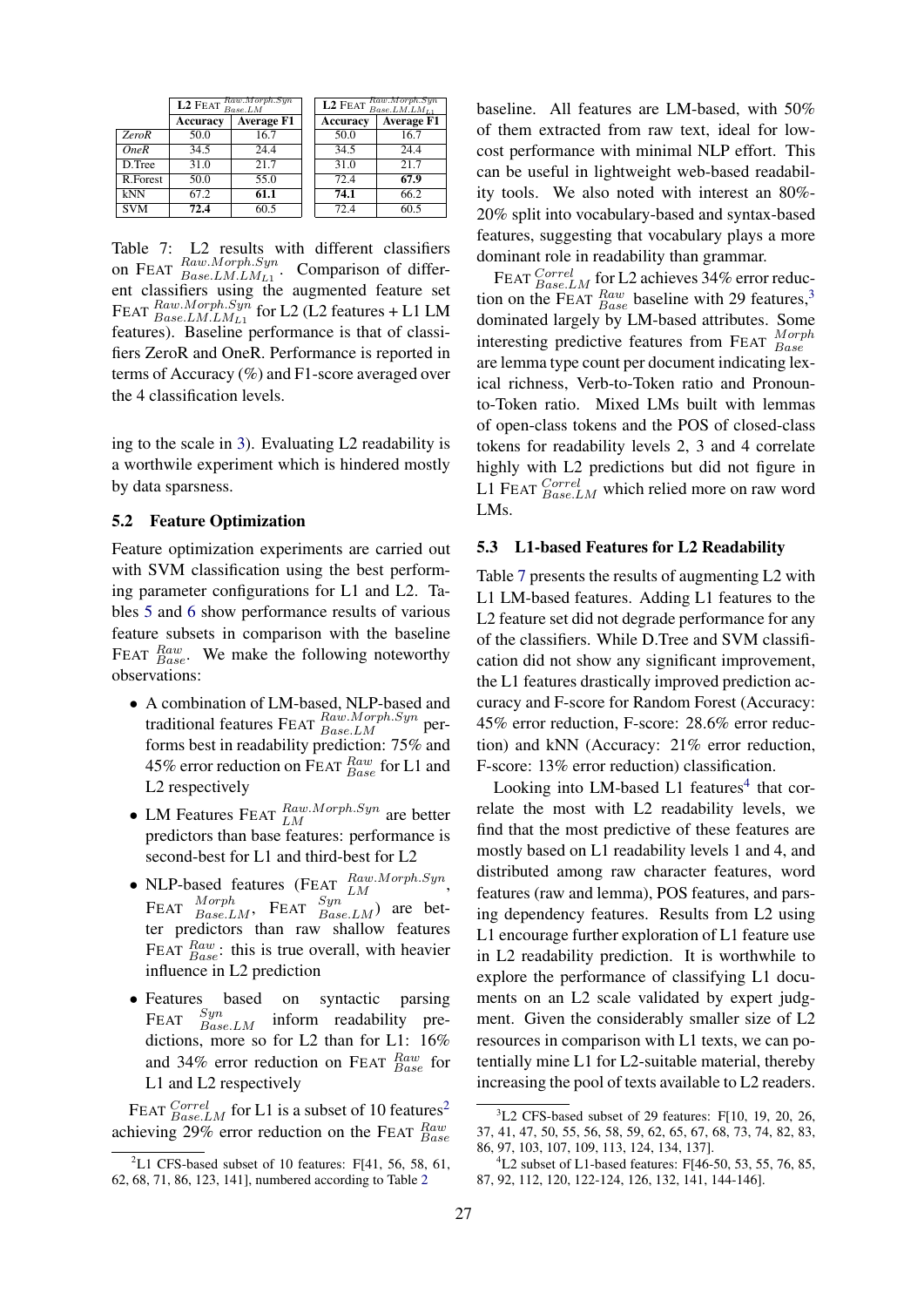| | L2 $\text{FEAT}^{Raw.Morph.Syn}_{Base.LM}$ | | L2 $\text{FEAT}^{Raw.Morph.Syn}_{Base.LM.LM_{L1}}$ | |
|---|---|---|---|---|
| | Accuracy | Average F1 | Accuracy | Average F1 |
| *ZeroR* | 50.0 | 16.7 | 50.0 | 16.7 |
| *OneR* | 34.5 | 24.4 | 34.5 | 24.4 |
| D.Tree | 31.0 | 21.7 | 31.0 | 21.7 |
| R.Forest | 50.0 | 55.0 | 72.4 | **67.9** |
| kNN | 67.2 | **61.1** | **74.1** | 66.2 |
| SVM | **72.4** | 60.5 | 72.4 | 60.5 |

Table 7: L2 results with different classifiers on $\text{FEAT}^{Raw.Morph.Syn}_{Base.LM.LM_{L1}}$. Comparison of different classifiers using the augmented feature set $\text{FEAT}^{Raw.Morph.Syn}_{Base.LM.LM_{L1}}$ for L2 (L2 features + L1 LM features). Baseline performance is that of classifiers ZeroR and OneR. Performance is reported in terms of Accuracy (%) and F1-score averaged over the 4 classification levels.

ing to the scale in 3). Evaluating L2 readability is a worthwhile experiment which is hindered mostly by data sparsness.

### 5.2 Feature Optimization

Feature optimization experiments are carried out with SVM classification using the best performing parameter configurations for L1 and L2. Tables 5 and 6 show performance results of various feature subsets in comparison with the baseline $\text{FEAT}^{Raw}_{Base}$. We make the following noteworthy observations:

- A combination of LM-based, NLP-based and traditional features $\text{FEAT}^{Raw.Morph.Syn}_{Base.LM}$ performs best in readability prediction: 75% and 45% error reduction on $\text{FEAT}^{Raw}_{Base}$ for L1 and L2 respectively
- LM Features $\text{FEAT}^{Raw.Morph.Syn}_{LM}$ are better predictors than base features: performance is second-best for L1 and third-best for L2
- NLP-based features ($\text{FEAT}^{Raw.Morph.Syn}_{LM}$, $\text{FEAT}^{Morph}_{Base.LM}$, $\text{FEAT}^{Syn}_{Base.LM}$) are better predictors than raw shallow features $\text{FEAT}^{Raw}_{Base}$: this is true overall, with heavier influence in L2 prediction
- Features based on syntactic parsing $\text{FEAT}^{Syn}_{Base.LM}$ inform readability predictions, more so for L2 than for L1: 16% and 34% error reduction on $\text{FEAT}^{Raw}_{Base}$ for L1 and L2 respectively

$\text{FEAT}^{Correl}_{Base.LM}$ for L1 is a subset of 10 features[2] achieving 29% error reduction on the $\text{FEAT}^{Raw}_{Base}$ baseline. All features are LM-based, with 50% of them extracted from raw text, ideal for low-cost performance with minimal NLP effort. This can be useful in lightweight web-based readability tools. We also noted with interest an 80%-20% split into vocabulary-based and syntax-based features, suggesting that vocabulary plays a more dominant role in readability than grammar.

$\text{FEAT}^{Correl}_{Base.LM}$ for L2 achieves 34% error reduction on the $\text{FEAT}^{Raw}_{Base}$ baseline with 29 features,[3] dominated largely by LM-based attributes. Some interesting predictive features from $\text{FEAT}^{Morph}_{Base}$ are lemma type count per document indicating lexical richness, Verb-to-Token ratio and Pronoun-to-Token ratio. Mixed LMs built with lemmas of open-class tokens and the POS of closed-class tokens for readability levels 2, 3 and 4 correlate highly with L2 predictions but did not figure in L1 $\text{FEAT}^{Correl}_{Base.LM}$ which relied more on raw word LMs.

### 5.3 L1-based Features for L2 Readability

Table 7 presents the results of augmenting L2 with L1 LM-based features. Adding L1 features to the L2 feature set did not degrade performance for any of the classifiers. While D.Tree and SVM classification did not show any significant improvement, the L1 features drastically improved prediction accuracy and F-score for Random Forest (Accuracy: 45% error reduction, F-score: 28.6% error reduction) and kNN (Accuracy: 21% error reduction, F-score: 13% error reduction) classification.

Looking into LM-based L1 features[4] that correlate the most with L2 readability levels, we find that the most predictive of these features are mostly based on L1 readability levels 1 and 4, and distributed among raw character features, word features (raw and lemma), POS features, and parsing dependency features. Results from L2 using L1 encourage further exploration of L1 feature use in L2 readability prediction. It is worthwhile to explore the performance of classifying L1 documents on an L2 scale validated by expert judgment. Given the considerably smaller size of L2 resources in comparison with L1 texts, we can potentially mine L1 for L2-suitable material, thereby increasing the pool of texts available to L2 readers.

[2] L1 CFS-based subset of 10 features: F[41, 56, 58, 61, 62, 68, 71, 86, 123, 141], numbered according to Table 2

[3] L2 CFS-based subset of 29 features: F[10, 19, 20, 26, 37, 41, 47, 50, 55, 56, 58, 59, 62, 65, 67, 68, 73, 74, 82, 83, 86, 97, 103, 107, 109, 113, 124, 134, 137].

[4] L2 subset of L1-based features: F[46-50, 53, 55, 76, 85, 87, 92, 112, 120, 122-124, 126, 132, 141, 144-146].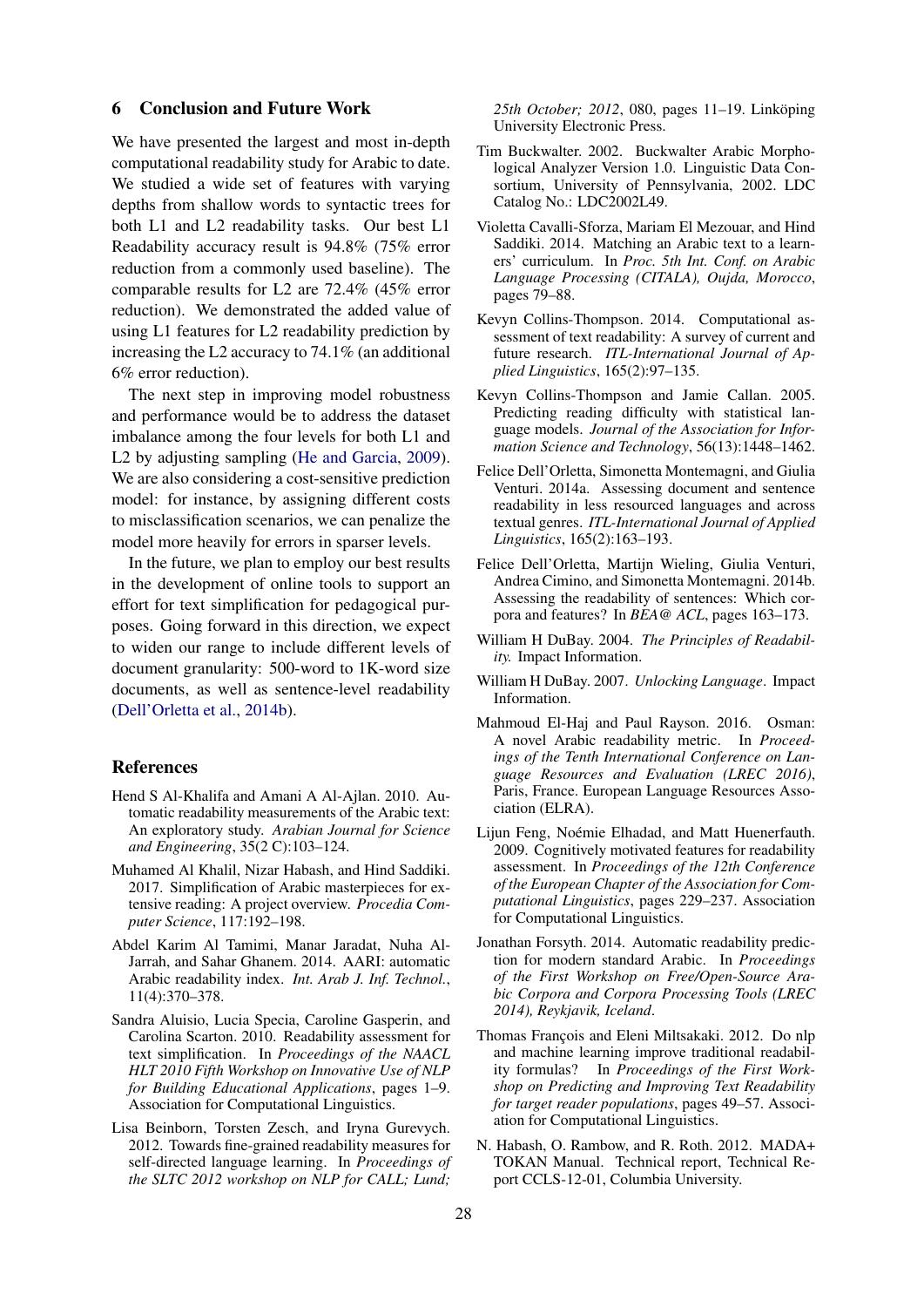## 6 Conclusion and Future Work

We have presented the largest and most in-depth computational readability study for Arabic to date. We studied a wide set of features with varying depths from shallow words to syntactic trees for both L1 and L2 readability tasks. Our best L1 Readability accuracy result is 94.8% (75% error reduction from a commonly used baseline). The comparable results for L2 are 72.4% (45% error reduction). We demonstrated the added value of using L1 features for L2 readability prediction by increasing the L2 accuracy to 74.1% (an additional 6% error reduction).

The next step in improving model robustness and performance would be to address the dataset imbalance among the four levels for both L1 and L2 by adjusting sampling (He and Garcia, 2009). We are also considering a cost-sensitive prediction model: for instance, by assigning different costs to misclassification scenarios, we can penalize the model more heavily for errors in sparser levels.

In the future, we plan to employ our best results in the development of online tools to support an effort for text simplification for pedagogical purposes. Going forward in this direction, we expect to widen our range to include different levels of document granularity: 500-word to 1K-word size documents, as well as sentence-level readability (Dell'Orletta et al., 2014b).

## References

Hend S Al-Khalifa and Amani A Al-Ajlan. 2010. Automatic readability measurements of the Arabic text: An exploratory study. *Arabian Journal for Science and Engineering*, 35(2 C):103–124.

Muhamed Al Khalil, Nizar Habash, and Hind Saddiki. 2017. Simplification of Arabic masterpieces for extensive reading: A project overview. *Procedia Computer Science*, 117:192–198.

Abdel Karim Al Tamimi, Manar Jaradat, Nuha Al-Jarrah, and Sahar Ghanem. 2014. AARI: automatic Arabic readability index. *Int. Arab J. Inf. Technol.*, 11(4):370–378.

Sandra Aluisio, Lucia Specia, Caroline Gasperin, and Carolina Scarton. 2010. Readability assessment for text simplification. In *Proceedings of the NAACL HLT 2010 Fifth Workshop on Innovative Use of NLP for Building Educational Applications*, pages 1–9. Association for Computational Linguistics.

Lisa Beinborn, Torsten Zesch, and Iryna Gurevych. 2012. Towards fine-grained readability measures for self-directed language learning. In *Proceedings of the SLTC 2012 workshop on NLP for CALL; Lund; 25th October; 2012*, 080, pages 11–19. Linköping University Electronic Press.

Tim Buckwalter. 2002. Buckwalter Arabic Morphological Analyzer Version 1.0. Linguistic Data Consortium, University of Pennsylvania, 2002. LDC Catalog No.: LDC2002L49.

Violetta Cavalli-Sforza, Mariam El Mezouar, and Hind Saddiki. 2014. Matching an Arabic text to a learners' curriculum. In *Proc. 5th Int. Conf. on Arabic Language Processing (CITALA), Oujda, Morocco*, pages 79–88.

Kevyn Collins-Thompson. 2014. Computational assessment of text readability: A survey of current and future research. *ITL-International Journal of Applied Linguistics*, 165(2):97–135.

Kevyn Collins-Thompson and Jamie Callan. 2005. Predicting reading difficulty with statistical language models. *Journal of the Association for Information Science and Technology*, 56(13):1448–1462.

Felice Dell'Orletta, Simonetta Montemagni, and Giulia Venturi. 2014a. Assessing document and sentence readability in less resourced languages and across textual genres. *ITL-International Journal of Applied Linguistics*, 165(2):163–193.

Felice Dell'Orletta, Martijn Wieling, Giulia Venturi, Andrea Cimino, and Simonetta Montemagni. 2014b. Assessing the readability of sentences: Which corpora and features? In *BEA@ ACL*, pages 163–173.

William H DuBay. 2004. *The Principles of Readability.* Impact Information.

William H DuBay. 2007. *Unlocking Language*. Impact Information.

Mahmoud El-Haj and Paul Rayson. 2016. Osman: A novel Arabic readability metric. In *Proceedings of the Tenth International Conference on Language Resources and Evaluation (LREC 2016)*, Paris, France. European Language Resources Association (ELRA).

Lijun Feng, Noémie Elhadad, and Matt Huenerfauth. 2009. Cognitively motivated features for readability assessment. In *Proceedings of the 12th Conference of the European Chapter of the Association for Computational Linguistics*, pages 229–237. Association for Computational Linguistics.

Jonathan Forsyth. 2014. Automatic readability prediction for modern standard Arabic. In *Proceedings of the First Workshop on Free/Open-Source Arabic Corpora and Corpora Processing Tools (LREC 2014), Reykjavik, Iceland*.

Thomas François and Eleni Miltsakaki. 2012. Do nlp and machine learning improve traditional readability formulas? In *Proceedings of the First Workshop on Predicting and Improving Text Readability for target reader populations*, pages 49–57. Association for Computational Linguistics.

N. Habash, O. Rambow, and R. Roth. 2012. MADA+TOKAN Manual. Technical report, Technical Report CCLS-12-01, Columbia University.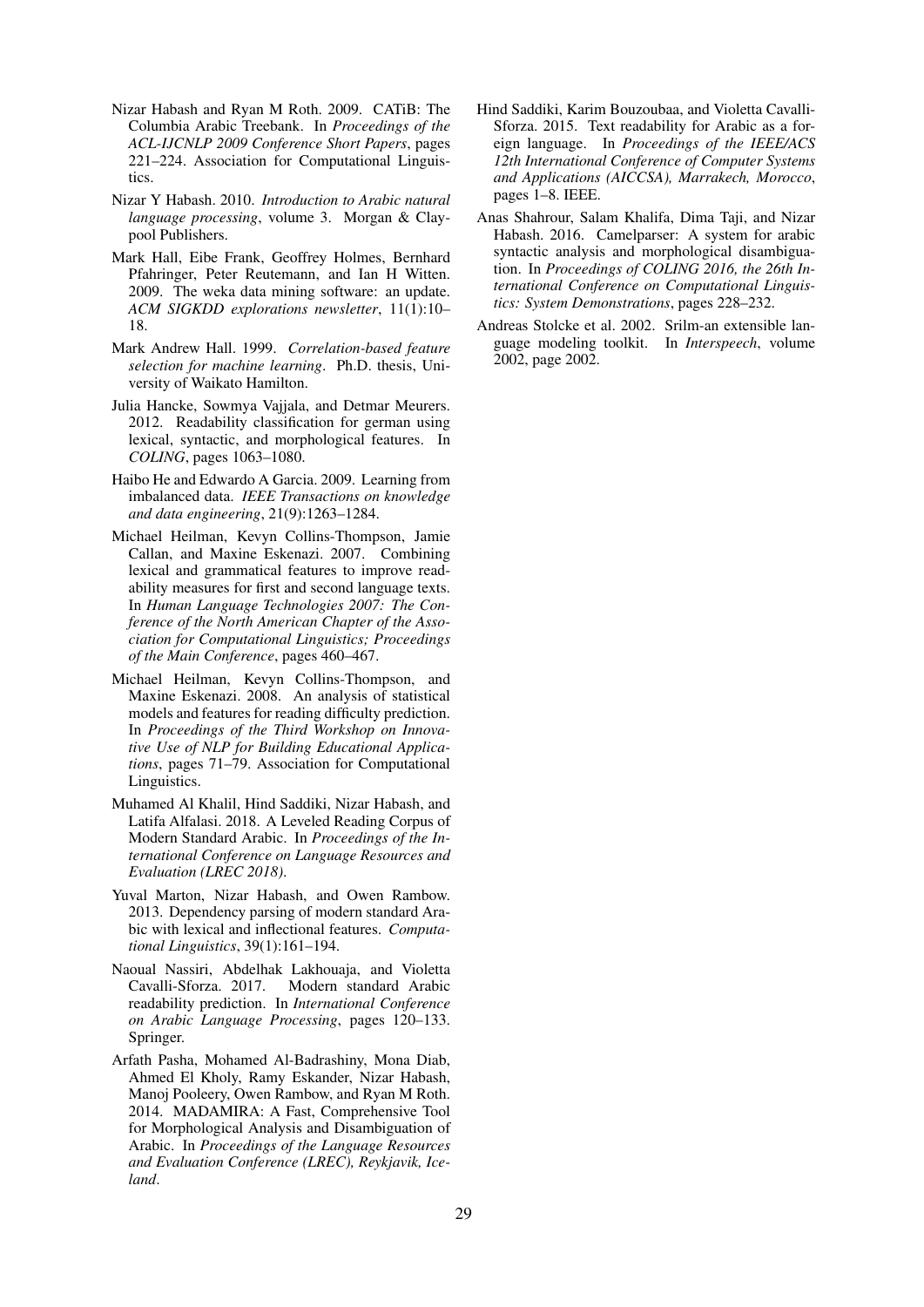Nizar Habash and Ryan M Roth. 2009. CATiB: The Columbia Arabic Treebank. In *Proceedings of the ACL-IJCNLP 2009 Conference Short Papers*, pages 221–224. Association for Computational Linguistics.

Nizar Y Habash. 2010. *Introduction to Arabic natural language processing*, volume 3. Morgan & Claypool Publishers.

Mark Hall, Eibe Frank, Geoffrey Holmes, Bernhard Pfahringer, Peter Reutemann, and Ian H Witten. 2009. The weka data mining software: an update. *ACM SIGKDD explorations newsletter*, 11(1):10–18.

Mark Andrew Hall. 1999. *Correlation-based feature selection for machine learning*. Ph.D. thesis, University of Waikato Hamilton.

Julia Hancke, Sowmya Vajjala, and Detmar Meurers. 2012. Readability classification for german using lexical, syntactic, and morphological features. In *COLING*, pages 1063–1080.

Haibo He and Edwardo A Garcia. 2009. Learning from imbalanced data. *IEEE Transactions on knowledge and data engineering*, 21(9):1263–1284.

Michael Heilman, Kevyn Collins-Thompson, Jamie Callan, and Maxine Eskenazi. 2007. Combining lexical and grammatical features to improve readability measures for first and second language texts. In *Human Language Technologies 2007: The Conference of the North American Chapter of the Association for Computational Linguistics; Proceedings of the Main Conference*, pages 460–467.

Michael Heilman, Kevyn Collins-Thompson, and Maxine Eskenazi. 2008. An analysis of statistical models and features for reading difficulty prediction. In *Proceedings of the Third Workshop on Innovative Use of NLP for Building Educational Applications*, pages 71–79. Association for Computational Linguistics.

Muhamed Al Khalil, Hind Saddiki, Nizar Habash, and Latifa Alfalasi. 2018. A Leveled Reading Corpus of Modern Standard Arabic. In *Proceedings of the International Conference on Language Resources and Evaluation (LREC 2018)*.

Yuval Marton, Nizar Habash, and Owen Rambow. 2013. Dependency parsing of modern standard Arabic with lexical and inflectional features. *Computational Linguistics*, 39(1):161–194.

Naoual Nassiri, Abdelhak Lakhouaja, and Violetta Cavalli-Sforza. 2017. Modern standard Arabic readability prediction. In *International Conference on Arabic Language Processing*, pages 120–133. Springer.

Arfath Pasha, Mohamed Al-Badrashiny, Mona Diab, Ahmed El Kholy, Ramy Eskander, Nizar Habash, Manoj Pooleery, Owen Rambow, and Ryan M Roth. 2014. MADAMIRA: A Fast, Comprehensive Tool for Morphological Analysis and Disambiguation of Arabic. In *Proceedings of the Language Resources and Evaluation Conference (LREC), Reykjavik, Iceland*.

Hind Saddiki, Karim Bouzoubaa, and Violetta Cavalli-Sforza. 2015. Text readability for Arabic as a foreign language. In *Proceedings of the IEEE/ACS 12th International Conference of Computer Systems and Applications (AICCSA), Marrakech, Morocco*, pages 1–8. IEEE.

Anas Shahrour, Salam Khalifa, Dima Taji, and Nizar Habash. 2016. Camelparser: A system for arabic syntactic analysis and morphological disambiguation. In *Proceedings of COLING 2016, the 26th International Conference on Computational Linguistics: System Demonstrations*, pages 228–232.

Andreas Stolcke et al. 2002. Srilm-an extensible language modeling toolkit. In *Interspeech*, volume 2002, page 2002.